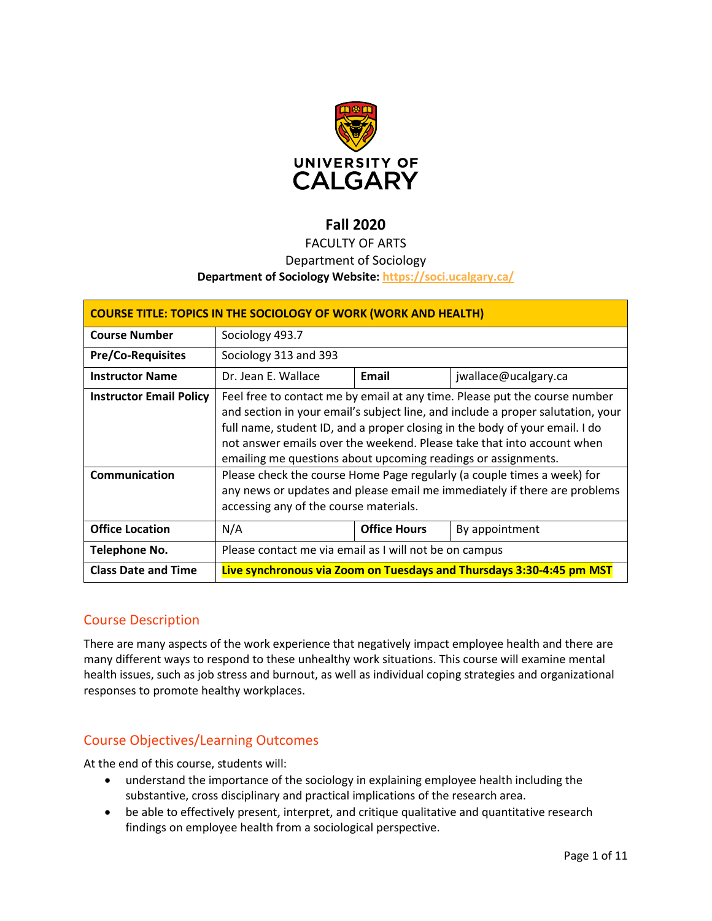UNIVERSITY OF CALGARY

# Fall 2020

FACULTY OF ARTS

Department of Sociology

**Department of Sociology Website: https://soci.ucalgary.ca/**

| **COURSE TITLE: TOPICS IN THE SOCIOLOGY OF WORK (WORK AND HEALTH)** | | | |
|---|---|---|---|
| **Course Number** | Sociology 493.7 | | |
| **Pre/Co-Requisites** | Sociology 313 and 393 | | |
| **Instructor Name** | Dr. Jean E. Wallace | **Email** | jwallace@ucalgary.ca |
| **Instructor Email Policy** | Feel free to contact me by email at any time. Please put the course number and section in your email's subject line, and include a proper salutation, your full name, student ID, and a proper closing in the body of your email. I do not answer emails over the weekend. Please take that into account when emailing me questions about upcoming readings or assignments. | | |
| **Communication** | Please check the course Home Page regularly (a couple times a week) for any news or updates and please email me immediately if there are problems accessing any of the course materials. | | |
| **Office Location** | N/A | **Office Hours** | By appointment |
| **Telephone No.** | Please contact me via email as I will not be on campus | | |
| **Class Date and Time** | **Live synchronous via Zoom on Tuesdays and Thursdays 3:30-4:45 pm MST** | | |

## Course Description

There are many aspects of the work experience that negatively impact employee health and there are many different ways to respond to these unhealthy work situations. This course will examine mental health issues, such as job stress and burnout, as well as individual coping strategies and organizational responses to promote healthy workplaces.

## Course Objectives/Learning Outcomes

At the end of this course, students will:

- understand the importance of the sociology in explaining employee health including the substantive, cross disciplinary and practical implications of the research area.
- be able to effectively present, interpret, and critique qualitative and quantitative research findings on employee health from a sociological perspective.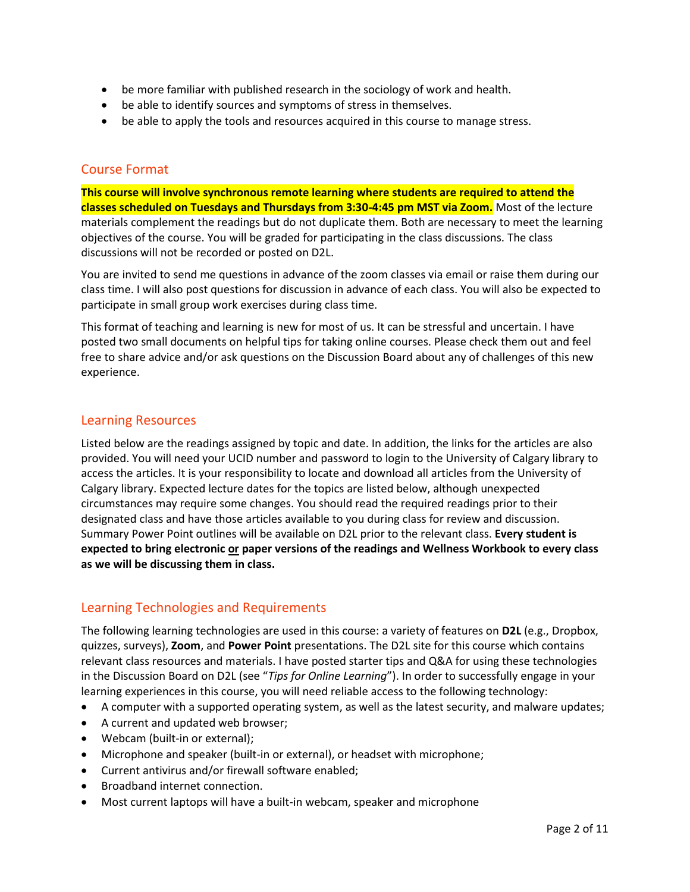- be more familiar with published research in the sociology of work and health.
- be able to identify sources and symptoms of stress in themselves.
- be able to apply the tools and resources acquired in this course to manage stress.

## Course Format

**This course will involve synchronous remote learning where students are required to attend the classes scheduled on Tuesdays and Thursdays from 3:30-4:45 pm MST via Zoom.** Most of the lecture materials complement the readings but do not duplicate them. Both are necessary to meet the learning objectives of the course. You will be graded for participating in the class discussions. The class discussions will not be recorded or posted on D2L.

You are invited to send me questions in advance of the zoom classes via email or raise them during our class time. I will also post questions for discussion in advance of each class. You will also be expected to participate in small group work exercises during class time.

This format of teaching and learning is new for most of us. It can be stressful and uncertain. I have posted two small documents on helpful tips for taking online courses. Please check them out and feel free to share advice and/or ask questions on the Discussion Board about any of challenges of this new experience.

## Learning Resources

Listed below are the readings assigned by topic and date. In addition, the links for the articles are also provided. You will need your UCID number and password to login to the University of Calgary library to access the articles. It is your responsibility to locate and download all articles from the University of Calgary library. Expected lecture dates for the topics are listed below, although unexpected circumstances may require some changes. You should read the required readings prior to their designated class and have those articles available to you during class for review and discussion. Summary Power Point outlines will be available on D2L prior to the relevant class. **Every student is expected to bring electronic <u>or</u> paper versions of the readings and Wellness Workbook to every class as we will be discussing them in class.**

## Learning Technologies and Requirements

The following learning technologies are used in this course: a variety of features on **D2L** (e.g., Dropbox, quizzes, surveys), **Zoom**, and **Power Point** presentations. The D2L site for this course which contains relevant class resources and materials. I have posted starter tips and Q&A for using these technologies in the Discussion Board on D2L (see "*Tips for Online Learning*"). In order to successfully engage in your learning experiences in this course, you will need reliable access to the following technology:

- A computer with a supported operating system, as well as the latest security, and malware updates;
- A current and updated web browser;
- Webcam (built-in or external);
- Microphone and speaker (built-in or external), or headset with microphone;
- Current antivirus and/or firewall software enabled;
- Broadband internet connection.
- Most current laptops will have a built-in webcam, speaker and microphone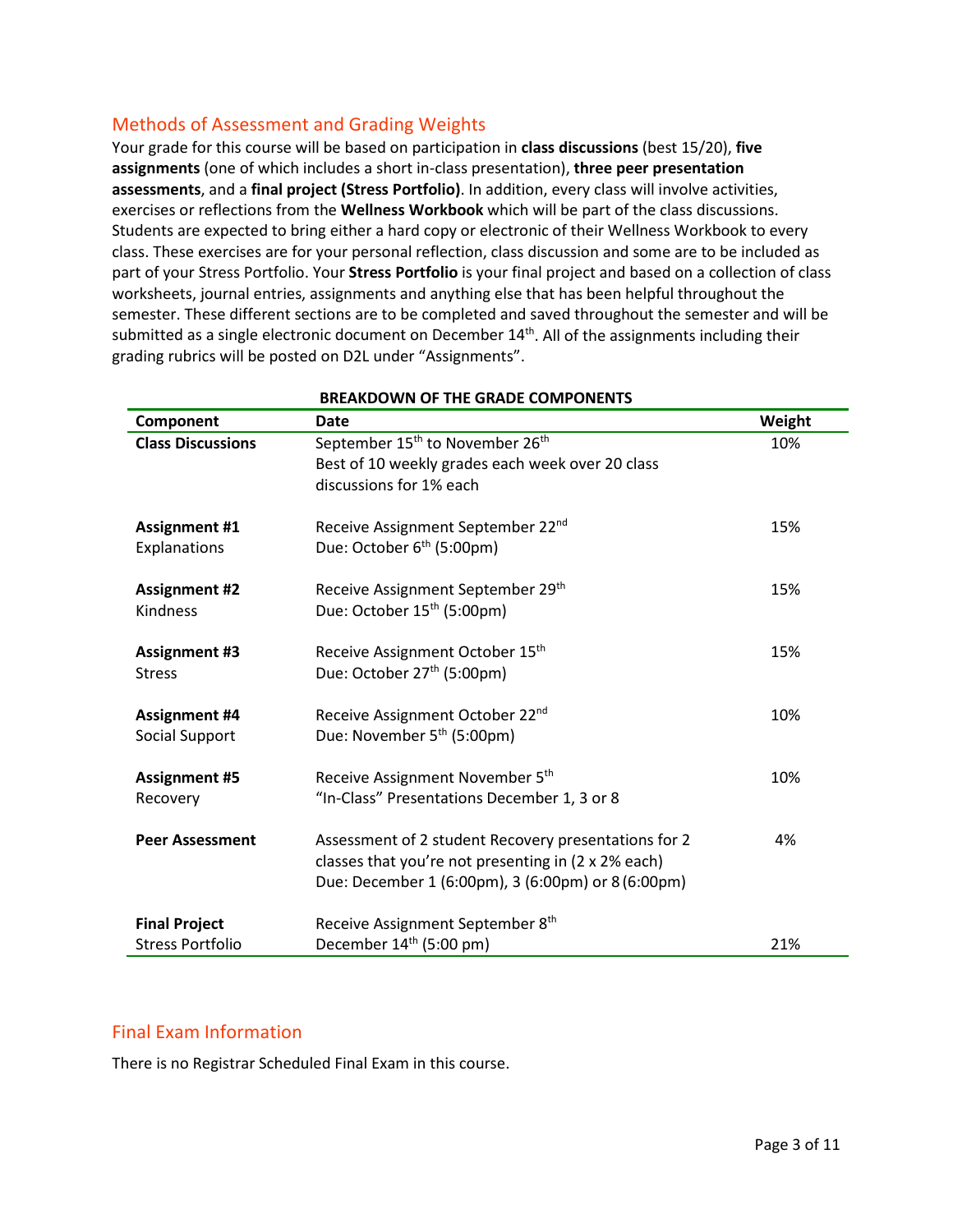## Methods of Assessment and Grading Weights

Your grade for this course will be based on participation in **class discussions** (best 15/20), **five assignments** (one of which includes a short in-class presentation), **three peer presentation assessments**, and a **final project (Stress Portfolio)**. In addition, every class will involve activities, exercises or reflections from the **Wellness Workbook** which will be part of the class discussions. Students are expected to bring either a hard copy or electronic of their Wellness Workbook to every class. These exercises are for your personal reflection, class discussion and some are to be included as part of your Stress Portfolio. Your **Stress Portfolio** is your final project and based on a collection of class worksheets, journal entries, assignments and anything else that has been helpful throughout the semester. These different sections are to be completed and saved throughout the semester and will be submitted as a single electronic document on December 14th. All of the assignments including their grading rubrics will be posted on D2L under "Assignments".

**BREAKDOWN OF THE GRADE COMPONENTS**

| Component | Date | Weight |
|---|---|---|
| **Class Discussions** | September 15th to November 26th<br>Best of 10 weekly grades each week over 20 class discussions for 1% each | 10% |
| **Assignment #1**<br>Explanations | Receive Assignment September 22nd<br>Due: October 6th (5:00pm) | 15% |
| **Assignment #2**<br>Kindness | Receive Assignment September 29th<br>Due: October 15th (5:00pm) | 15% |
| **Assignment #3**<br>Stress | Receive Assignment October 15th<br>Due: October 27th (5:00pm) | 15% |
| **Assignment #4**<br>Social Support | Receive Assignment October 22nd<br>Due: November 5th (5:00pm) | 10% |
| **Assignment #5**<br>Recovery | Receive Assignment November 5th<br>"In-Class" Presentations December 1, 3 or 8 | 10% |
| **Peer Assessment** | Assessment of 2 student Recovery presentations for 2 classes that you're not presenting in (2 x 2% each)<br>Due: December 1 (6:00pm), 3 (6:00pm) or 8 (6:00pm) | 4% |
| **Final Project**<br>Stress Portfolio | Receive Assignment September 8th<br>December 14th (5:00 pm) | 21% |

## Final Exam Information

There is no Registrar Scheduled Final Exam in this course.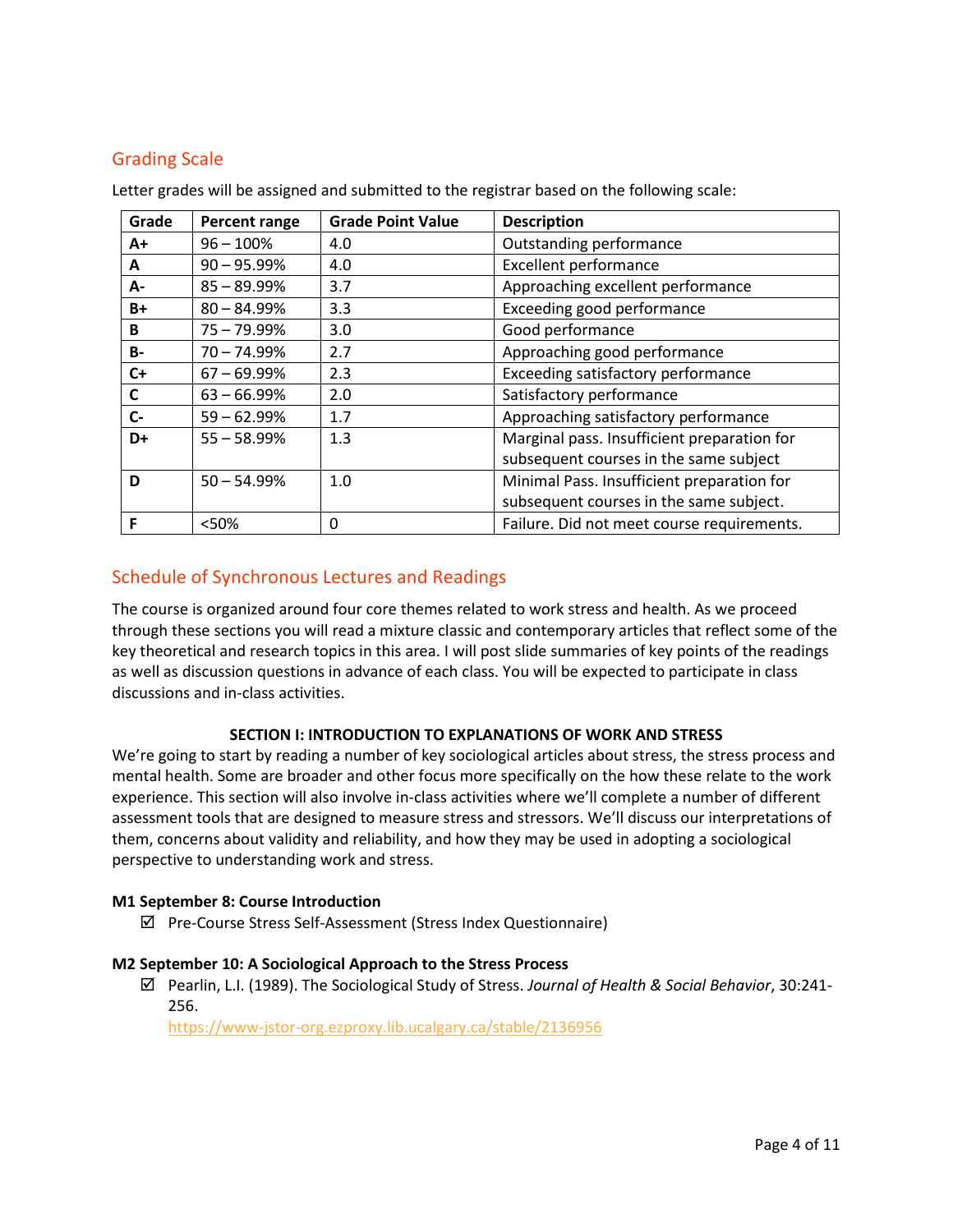## Grading Scale

Letter grades will be assigned and submitted to the registrar based on the following scale:

| Grade | Percent range | Grade Point Value | Description |
|---|---|---|---|
| **A+** | 96 – 100% | 4.0 | Outstanding performance |
| **A** | 90 – 95.99% | 4.0 | Excellent performance |
| **A-** | 85 – 89.99% | 3.7 | Approaching excellent performance |
| **B+** | 80 – 84.99% | 3.3 | Exceeding good performance |
| **B** | 75 – 79.99% | 3.0 | Good performance |
| **B-** | 70 – 74.99% | 2.7 | Approaching good performance |
| **C+** | 67 – 69.99% | 2.3 | Exceeding satisfactory performance |
| **C** | 63 – 66.99% | 2.0 | Satisfactory performance |
| **C-** | 59 – 62.99% | 1.7 | Approaching satisfactory performance |
| **D+** | 55 – 58.99% | 1.3 | Marginal pass. Insufficient preparation for subsequent courses in the same subject |
| **D** | 50 – 54.99% | 1.0 | Minimal Pass. Insufficient preparation for subsequent courses in the same subject. |
| **F** | <50% | 0 | Failure. Did not meet course requirements. |

## Schedule of Synchronous Lectures and Readings

The course is organized around four core themes related to work stress and health. As we proceed through these sections you will read a mixture classic and contemporary articles that reflect some of the key theoretical and research topics in this area. I will post slide summaries of key points of the readings as well as discussion questions in advance of each class. You will be expected to participate in class discussions and in-class activities.

**SECTION I: INTRODUCTION TO EXPLANATIONS OF WORK AND STRESS**

We're going to start by reading a number of key sociological articles about stress, the stress process and mental health. Some are broader and other focus more specifically on the how these relate to the work experience. This section will also involve in-class activities where we'll complete a number of different assessment tools that are designed to measure stress and stressors. We'll discuss our interpretations of them, concerns about validity and reliability, and how they may be used in adopting a sociological perspective to understanding work and stress.

**M1 September 8: Course Introduction**

- ☑ Pre-Course Stress Self-Assessment (Stress Index Questionnaire)

**M2 September 10: A Sociological Approach to the Stress Process**

- ☑ Pearlin, L.I. (1989). The Sociological Study of Stress. *Journal of Health & Social Behavior*, 30:241-256.
  https://www-jstor-org.ezproxy.lib.ucalgary.ca/stable/2136956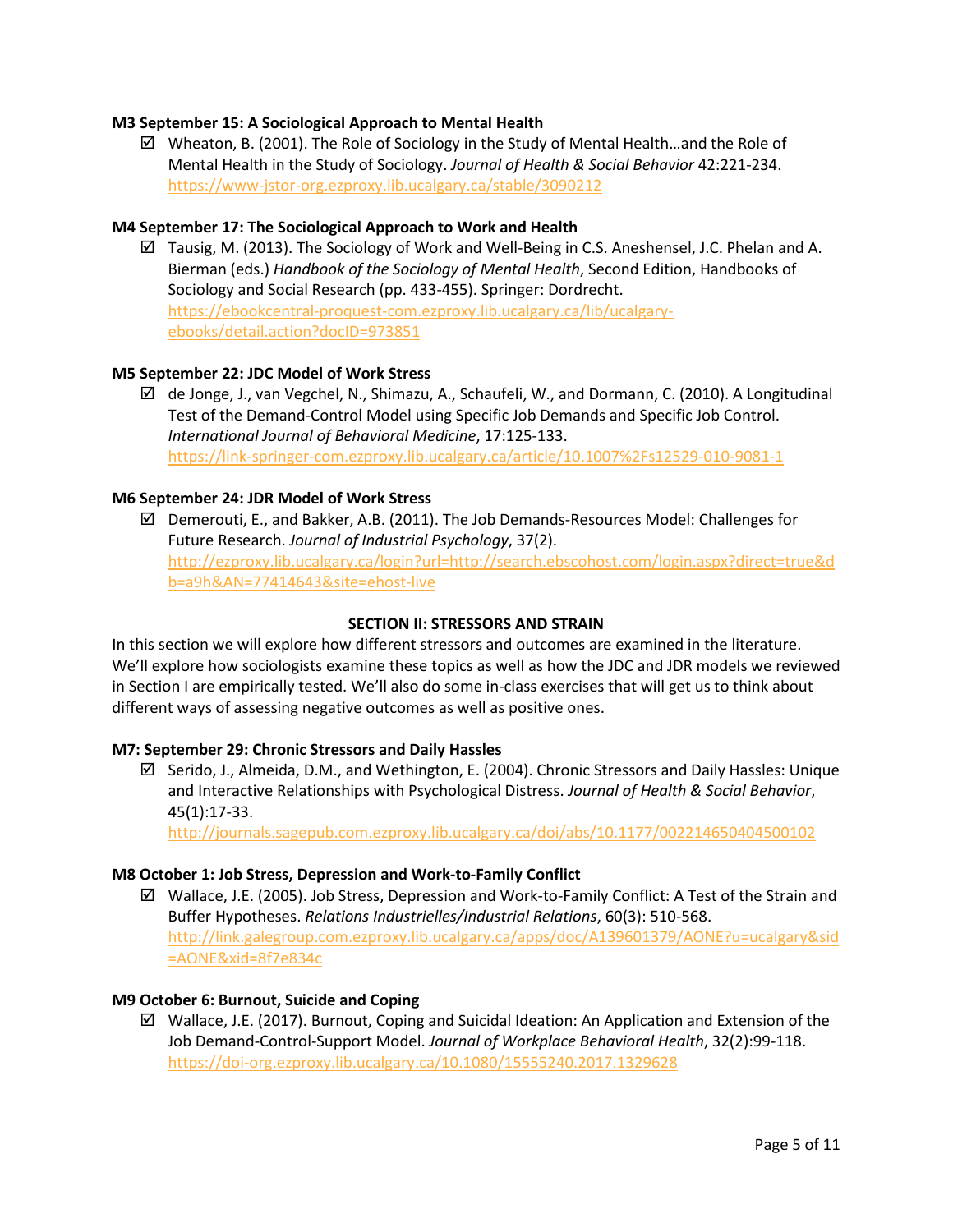**M3 September 15: A Sociological Approach to Mental Health**

- ☑ Wheaton, B. (2001). The Role of Sociology in the Study of Mental Health…and the Role of Mental Health in the Study of Sociology. *Journal of Health & Social Behavior* 42:221-234. https://www-jstor-org.ezproxy.lib.ucalgary.ca/stable/3090212

**M4 September 17: The Sociological Approach to Work and Health**

- ☑ Tausig, M. (2013). The Sociology of Work and Well-Being in C.S. Aneshensel, J.C. Phelan and A. Bierman (eds.) *Handbook of the Sociology of Mental Health*, Second Edition, Handbooks of Sociology and Social Research (pp. 433-455). Springer: Dordrecht. https://ebookcentral-proquest-com.ezproxy.lib.ucalgary.ca/lib/ucalgary-ebooks/detail.action?docID=973851

**M5 September 22: JDC Model of Work Stress**

- ☑ de Jonge, J., van Vegchel, N., Shimazu, A., Schaufeli, W., and Dormann, C. (2010). A Longitudinal Test of the Demand-Control Model using Specific Job Demands and Specific Job Control. *International Journal of Behavioral Medicine*, 17:125-133. https://link-springer-com.ezproxy.lib.ucalgary.ca/article/10.1007%2Fs12529-010-9081-1

**M6 September 24: JDR Model of Work Stress**

- ☑ Demerouti, E., and Bakker, A.B. (2011). The Job Demands-Resources Model: Challenges for Future Research. *Journal of Industrial Psychology*, 37(2). http://ezproxy.lib.ucalgary.ca/login?url=http://search.ebscohost.com/login.aspx?direct=true&db=a9h&AN=77414643&site=ehost-live

**SECTION II: STRESSORS AND STRAIN**

In this section we will explore how different stressors and outcomes are examined in the literature. We'll explore how sociologists examine these topics as well as how the JDC and JDR models we reviewed in Section I are empirically tested. We'll also do some in-class exercises that will get us to think about different ways of assessing negative outcomes as well as positive ones.

**M7: September 29: Chronic Stressors and Daily Hassles**

- ☑ Serido, J., Almeida, D.M., and Wethington, E. (2004). Chronic Stressors and Daily Hassles: Unique and Interactive Relationships with Psychological Distress. *Journal of Health & Social Behavior*, 45(1):17-33. http://journals.sagepub.com.ezproxy.lib.ucalgary.ca/doi/abs/10.1177/002214650404500102

**M8 October 1: Job Stress, Depression and Work-to-Family Conflict**

- ☑ Wallace, J.E. (2005). Job Stress, Depression and Work-to-Family Conflict: A Test of the Strain and Buffer Hypotheses. *Relations Industrielles/Industrial Relations*, 60(3): 510-568. http://link.galegroup.com.ezproxy.lib.ucalgary.ca/apps/doc/A139601379/AONE?u=ucalgary&sid=AONE&xid=8f7e834c

**M9 October 6: Burnout, Suicide and Coping**

- ☑ Wallace, J.E. (2017). Burnout, Coping and Suicidal Ideation: An Application and Extension of the Job Demand-Control-Support Model. *Journal of Workplace Behavioral Health*, 32(2):99-118. https://doi-org.ezproxy.lib.ucalgary.ca/10.1080/15555240.2017.1329628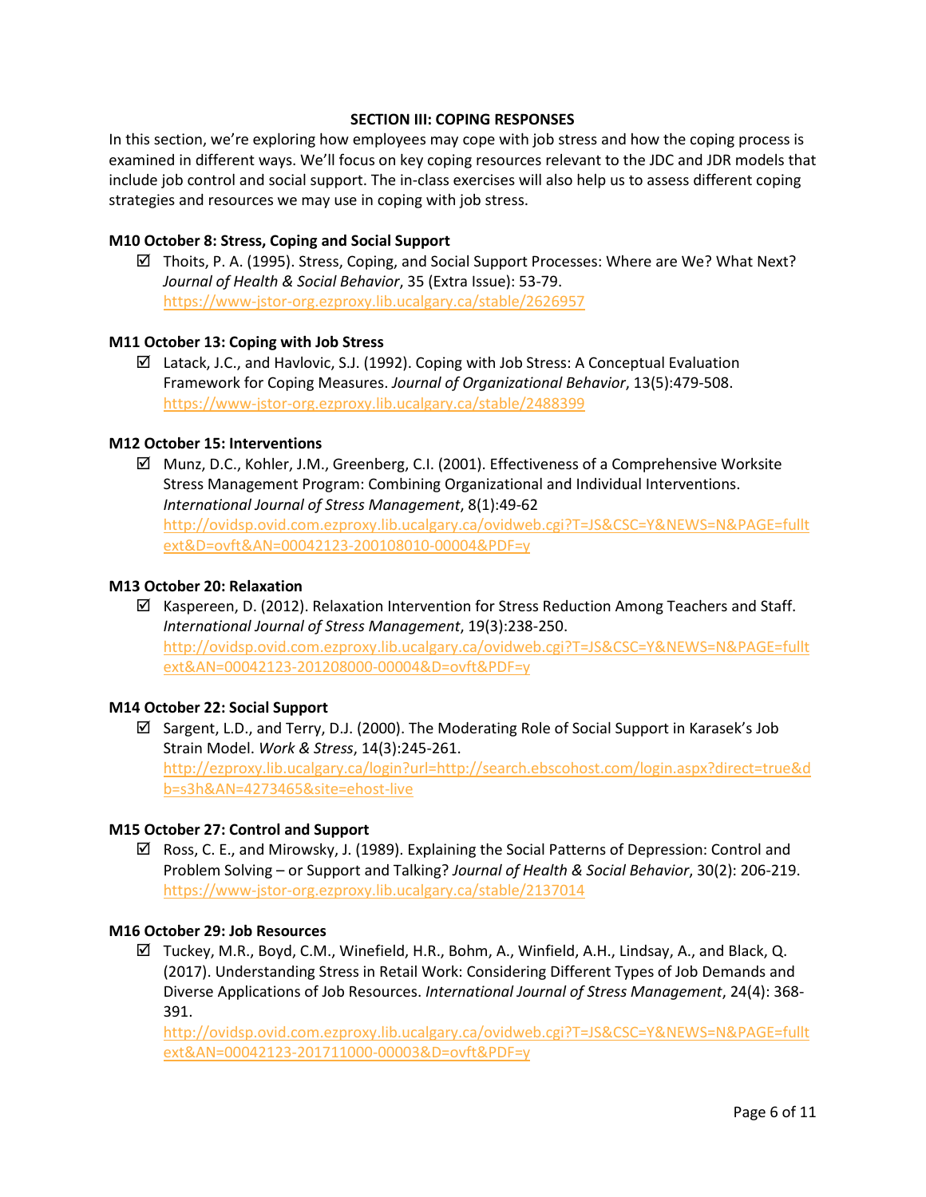## SECTION III: COPING RESPONSES

In this section, we're exploring how employees may cope with job stress and how the coping process is examined in different ways. We'll focus on key coping resources relevant to the JDC and JDR models that include job control and social support. The in-class exercises will also help us to assess different coping strategies and resources we may use in coping with job stress.

### M10 October 8: Stress, Coping and Social Support

- ☑ Thoits, P. A. (1995). Stress, Coping, and Social Support Processes: Where are We? What Next? *Journal of Health & Social Behavior*, 35 (Extra Issue): 53-79. https://www-jstor-org.ezproxy.lib.ucalgary.ca/stable/2626957

### M11 October 13: Coping with Job Stress

- ☑ Latack, J.C., and Havlovic, S.J. (1992). Coping with Job Stress: A Conceptual Evaluation Framework for Coping Measures. *Journal of Organizational Behavior*, 13(5):479-508. https://www-jstor-org.ezproxy.lib.ucalgary.ca/stable/2488399

### M12 October 15: Interventions

- ☑ Munz, D.C., Kohler, J.M., Greenberg, C.I. (2001). Effectiveness of a Comprehensive Worksite Stress Management Program: Combining Organizational and Individual Interventions. *International Journal of Stress Management*, 8(1):49-62 http://ovidsp.ovid.com.ezproxy.lib.ucalgary.ca/ovidweb.cgi?T=JS&CSC=Y&NEWS=N&PAGE=fulltext&D=ovft&AN=00042123-200108010-00004&PDF=y

### M13 October 20: Relaxation

- ☑ Kaspereen, D. (2012). Relaxation Intervention for Stress Reduction Among Teachers and Staff. *International Journal of Stress Management*, 19(3):238-250. http://ovidsp.ovid.com.ezproxy.lib.ucalgary.ca/ovidweb.cgi?T=JS&CSC=Y&NEWS=N&PAGE=fulltext&AN=00042123-201208000-00004&D=ovft&PDF=y

### M14 October 22: Social Support

- ☑ Sargent, L.D., and Terry, D.J. (2000). The Moderating Role of Social Support in Karasek's Job Strain Model. *Work & Stress*, 14(3):245-261. http://ezproxy.lib.ucalgary.ca/login?url=http://search.ebscohost.com/login.aspx?direct=true&db=s3h&AN=4273465&site=ehost-live

### M15 October 27: Control and Support

- ☑ Ross, C. E., and Mirowsky, J. (1989). Explaining the Social Patterns of Depression: Control and Problem Solving – or Support and Talking? *Journal of Health & Social Behavior*, 30(2): 206-219. https://www-jstor-org.ezproxy.lib.ucalgary.ca/stable/2137014

### M16 October 29: Job Resources

- ☑ Tuckey, M.R., Boyd, C.M., Winefield, H.R., Bohm, A., Winfield, A.H., Lindsay, A., and Black, Q. (2017). Understanding Stress in Retail Work: Considering Different Types of Job Demands and Diverse Applications of Job Resources. *International Journal of Stress Management*, 24(4): 368-391. http://ovidsp.ovid.com.ezproxy.lib.ucalgary.ca/ovidweb.cgi?T=JS&CSC=Y&NEWS=N&PAGE=fulltext&AN=00042123-201711000-00003&D=ovft&PDF=y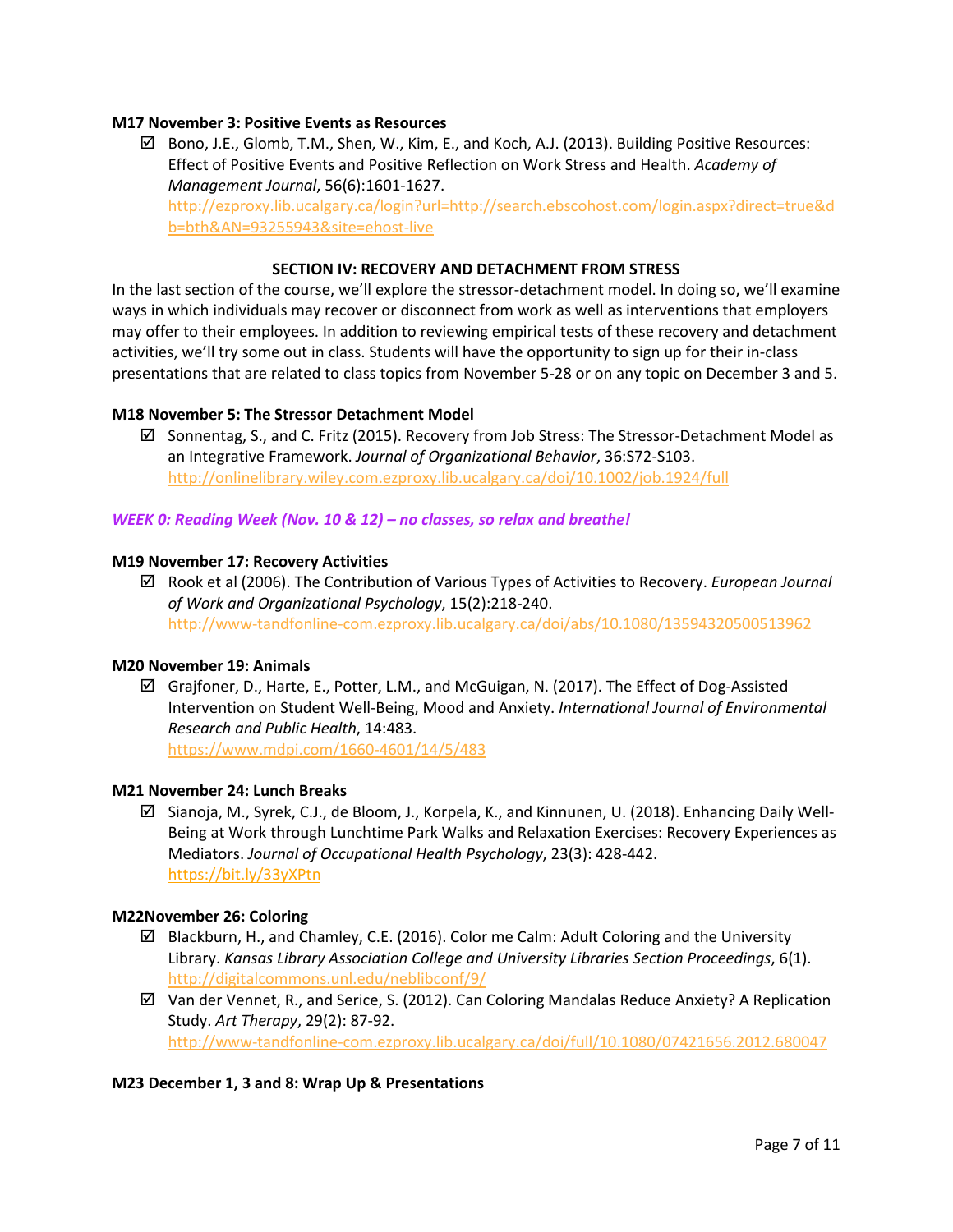**M17 November 3: Positive Events as Resources**

- ☑ Bono, J.E., Glomb, T.M., Shen, W., Kim, E., and Koch, A.J. (2013). Building Positive Resources: Effect of Positive Events and Positive Reflection on Work Stress and Health. *Academy of Management Journal*, 56(6):1601-1627. http://ezproxy.lib.ucalgary.ca/login?url=http://search.ebscohost.com/login.aspx?direct=true&db=bth&AN=93255943&site=ehost-live

**SECTION IV: RECOVERY AND DETACHMENT FROM STRESS**

In the last section of the course, we'll explore the stressor-detachment model. In doing so, we'll examine ways in which individuals may recover or disconnect from work as well as interventions that employers may offer to their employees. In addition to reviewing empirical tests of these recovery and detachment activities, we'll try some out in class. Students will have the opportunity to sign up for their in-class presentations that are related to class topics from November 5-28 or on any topic on December 3 and 5.

**M18 November 5: The Stressor Detachment Model**

- ☑ Sonnentag, S., and C. Fritz (2015). Recovery from Job Stress: The Stressor-Detachment Model as an Integrative Framework. *Journal of Organizational Behavior*, 36:S72-S103. http://onlinelibrary.wiley.com.ezproxy.lib.ucalgary.ca/doi/10.1002/job.1924/full

***WEEK 0: Reading Week (Nov. 10 & 12) – no classes, so relax and breathe!***

**M19 November 17: Recovery Activities**

- ☑ Rook et al (2006). The Contribution of Various Types of Activities to Recovery. *European Journal of Work and Organizational Psychology*, 15(2):218-240. http://www-tandfonline-com.ezproxy.lib.ucalgary.ca/doi/abs/10.1080/13594320500513962

**M20 November 19: Animals**

- ☑ Grajfoner, D., Harte, E., Potter, L.M., and McGuigan, N. (2017). The Effect of Dog-Assisted Intervention on Student Well-Being, Mood and Anxiety. *International Journal of Environmental Research and Public Health*, 14:483. https://www.mdpi.com/1660-4601/14/5/483

**M21 November 24: Lunch Breaks**

- ☑ Sianoja, M., Syrek, C.J., de Bloom, J., Korpela, K., and Kinnunen, U. (2018). Enhancing Daily Well-Being at Work through Lunchtime Park Walks and Relaxation Exercises: Recovery Experiences as Mediators. *Journal of Occupational Health Psychology*, 23(3): 428-442. https://bit.ly/33yXPtn

**M22November 26: Coloring**

- ☑ Blackburn, H., and Chamley, C.E. (2016). Color me Calm: Adult Coloring and the University Library. *Kansas Library Association College and University Libraries Section Proceedings*, 6(1). http://digitalcommons.unl.edu/neblibconf/9/
- ☑ Van der Vennet, R., and Serice, S. (2012). Can Coloring Mandalas Reduce Anxiety? A Replication Study. *Art Therapy*, 29(2): 87-92. http://www-tandfonline-com.ezproxy.lib.ucalgary.ca/doi/full/10.1080/07421656.2012.680047

**M23 December 1, 3 and 8: Wrap Up & Presentations**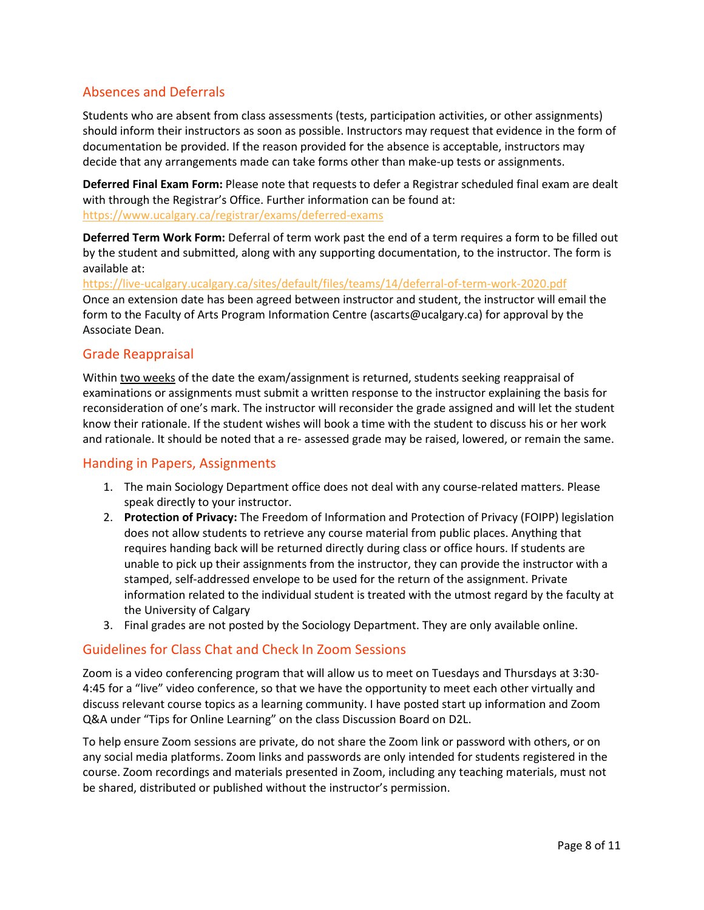## Absences and Deferrals

Students who are absent from class assessments (tests, participation activities, or other assignments) should inform their instructors as soon as possible. Instructors may request that evidence in the form of documentation be provided. If the reason provided for the absence is acceptable, instructors may decide that any arrangements made can take forms other than make-up tests or assignments.

**Deferred Final Exam Form:** Please note that requests to defer a Registrar scheduled final exam are dealt with through the Registrar's Office. Further information can be found at: https://www.ucalgary.ca/registrar/exams/deferred-exams

**Deferred Term Work Form:** Deferral of term work past the end of a term requires a form to be filled out by the student and submitted, along with any supporting documentation, to the instructor. The form is available at:
https://live-ucalgary.ucalgary.ca/sites/default/files/teams/14/deferral-of-term-work-2020.pdf
Once an extension date has been agreed between instructor and student, the instructor will email the form to the Faculty of Arts Program Information Centre (ascarts@ucalgary.ca) for approval by the Associate Dean.

## Grade Reappraisal

Within two weeks of the date the exam/assignment is returned, students seeking reappraisal of examinations or assignments must submit a written response to the instructor explaining the basis for reconsideration of one's mark. The instructor will reconsider the grade assigned and will let the student know their rationale. If the student wishes will book a time with the student to discuss his or her work and rationale. It should be noted that a re- assessed grade may be raised, lowered, or remain the same.

## Handing in Papers, Assignments

1. The main Sociology Department office does not deal with any course-related matters. Please speak directly to your instructor.
2. **Protection of Privacy:** The Freedom of Information and Protection of Privacy (FOIPP) legislation does not allow students to retrieve any course material from public places. Anything that requires handing back will be returned directly during class or office hours. If students are unable to pick up their assignments from the instructor, they can provide the instructor with a stamped, self-addressed envelope to be used for the return of the assignment. Private information related to the individual student is treated with the utmost regard by the faculty at the University of Calgary
3. Final grades are not posted by the Sociology Department. They are only available online.

## Guidelines for Class Chat and Check In Zoom Sessions

Zoom is a video conferencing program that will allow us to meet on Tuesdays and Thursdays at 3:30-4:45 for a "live" video conference, so that we have the opportunity to meet each other virtually and discuss relevant course topics as a learning community. I have posted start up information and Zoom Q&A under "Tips for Online Learning" on the class Discussion Board on D2L.

To help ensure Zoom sessions are private, do not share the Zoom link or password with others, or on any social media platforms. Zoom links and passwords are only intended for students registered in the course. Zoom recordings and materials presented in Zoom, including any teaching materials, must not be shared, distributed or published without the instructor's permission.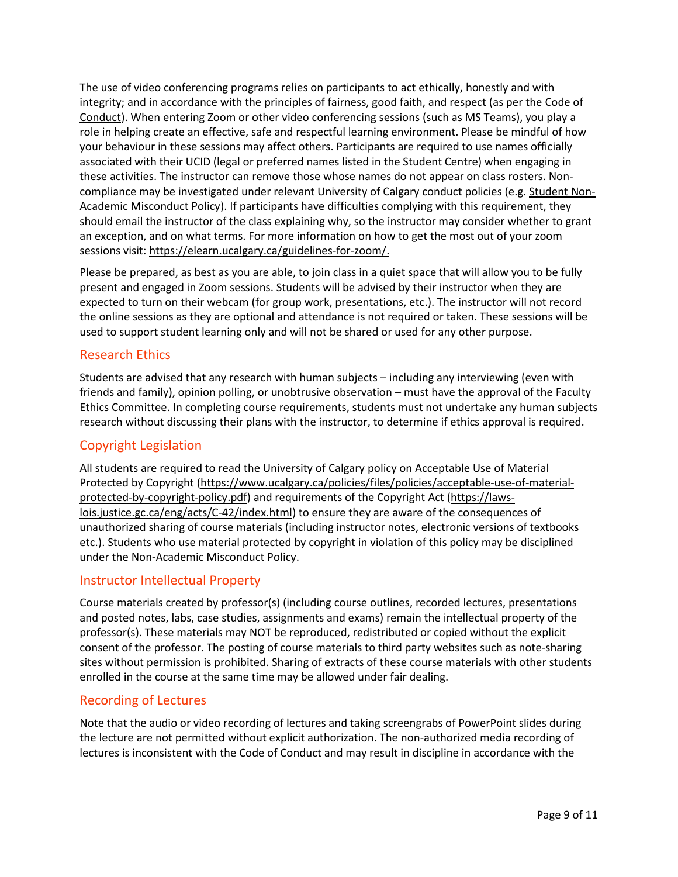The use of video conferencing programs relies on participants to act ethically, honestly and with integrity; and in accordance with the principles of fairness, good faith, and respect (as per the Code of Conduct). When entering Zoom or other video conferencing sessions (such as MS Teams), you play a role in helping create an effective, safe and respectful learning environment. Please be mindful of how your behaviour in these sessions may affect others. Participants are required to use names officially associated with their UCID (legal or preferred names listed in the Student Centre) when engaging in these activities. The instructor can remove those whose names do not appear on class rosters. Non-compliance may be investigated under relevant University of Calgary conduct policies (e.g. Student Non-Academic Misconduct Policy). If participants have difficulties complying with this requirement, they should email the instructor of the class explaining why, so the instructor may consider whether to grant an exception, and on what terms. For more information on how to get the most out of your zoom sessions visit: https://elearn.ucalgary.ca/guidelines-for-zoom/.

Please be prepared, as best as you are able, to join class in a quiet space that will allow you to be fully present and engaged in Zoom sessions. Students will be advised by their instructor when they are expected to turn on their webcam (for group work, presentations, etc.). The instructor will not record the online sessions as they are optional and attendance is not required or taken. These sessions will be used to support student learning only and will not be shared or used for any other purpose.

## Research Ethics

Students are advised that any research with human subjects – including any interviewing (even with friends and family), opinion polling, or unobtrusive observation – must have the approval of the Faculty Ethics Committee. In completing course requirements, students must not undertake any human subjects research without discussing their plans with the instructor, to determine if ethics approval is required.

## Copyright Legislation

All students are required to read the University of Calgary policy on Acceptable Use of Material Protected by Copyright (https://www.ucalgary.ca/policies/files/policies/acceptable-use-of-material-protected-by-copyright-policy.pdf) and requirements of the Copyright Act (https://laws-lois.justice.gc.ca/eng/acts/C-42/index.html) to ensure they are aware of the consequences of unauthorized sharing of course materials (including instructor notes, electronic versions of textbooks etc.). Students who use material protected by copyright in violation of this policy may be disciplined under the Non-Academic Misconduct Policy.

## Instructor Intellectual Property

Course materials created by professor(s) (including course outlines, recorded lectures, presentations and posted notes, labs, case studies, assignments and exams) remain the intellectual property of the professor(s). These materials may NOT be reproduced, redistributed or copied without the explicit consent of the professor. The posting of course materials to third party websites such as note-sharing sites without permission is prohibited. Sharing of extracts of these course materials with other students enrolled in the course at the same time may be allowed under fair dealing.

## Recording of Lectures

Note that the audio or video recording of lectures and taking screengrabs of PowerPoint slides during the lecture are not permitted without explicit authorization. The non-authorized media recording of lectures is inconsistent with the Code of Conduct and may result in discipline in accordance with the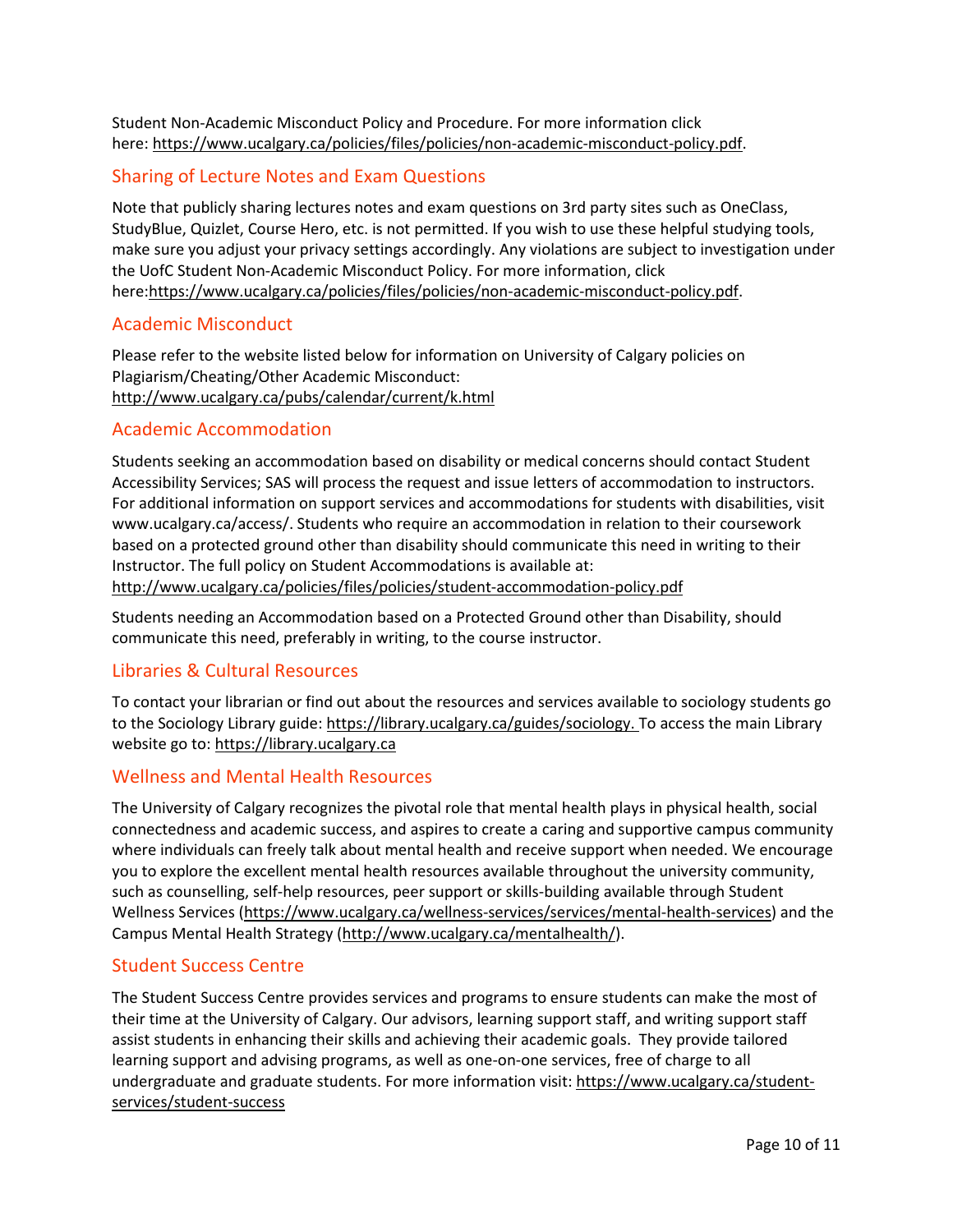Student Non-Academic Misconduct Policy and Procedure. For more information click here: https://www.ucalgary.ca/policies/files/policies/non-academic-misconduct-policy.pdf.

## Sharing of Lecture Notes and Exam Questions

Note that publicly sharing lectures notes and exam questions on 3rd party sites such as OneClass, StudyBlue, Quizlet, Course Hero, etc. is not permitted. If you wish to use these helpful studying tools, make sure you adjust your privacy settings accordingly. Any violations are subject to investigation under the UofC Student Non-Academic Misconduct Policy. For more information, click here:https://www.ucalgary.ca/policies/files/policies/non-academic-misconduct-policy.pdf.

## Academic Misconduct

Please refer to the website listed below for information on University of Calgary policies on Plagiarism/Cheating/Other Academic Misconduct:
http://www.ucalgary.ca/pubs/calendar/current/k.html

## Academic Accommodation

Students seeking an accommodation based on disability or medical concerns should contact Student Accessibility Services; SAS will process the request and issue letters of accommodation to instructors. For additional information on support services and accommodations for students with disabilities, visit www.ucalgary.ca/access/. Students who require an accommodation in relation to their coursework based on a protected ground other than disability should communicate this need in writing to their Instructor. The full policy on Student Accommodations is available at:
http://www.ucalgary.ca/policies/files/policies/student-accommodation-policy.pdf

Students needing an Accommodation based on a Protected Ground other than Disability, should communicate this need, preferably in writing, to the course instructor.

## Libraries & Cultural Resources

To contact your librarian or find out about the resources and services available to sociology students go to the Sociology Library guide: https://library.ucalgary.ca/guides/sociology. To access the main Library website go to: https://library.ucalgary.ca

## Wellness and Mental Health Resources

The University of Calgary recognizes the pivotal role that mental health plays in physical health, social connectedness and academic success, and aspires to create a caring and supportive campus community where individuals can freely talk about mental health and receive support when needed. We encourage you to explore the excellent mental health resources available throughout the university community, such as counselling, self-help resources, peer support or skills-building available through Student Wellness Services (https://www.ucalgary.ca/wellness-services/services/mental-health-services) and the Campus Mental Health Strategy (http://www.ucalgary.ca/mentalhealth/).

## Student Success Centre

The Student Success Centre provides services and programs to ensure students can make the most of their time at the University of Calgary. Our advisors, learning support staff, and writing support staff assist students in enhancing their skills and achieving their academic goals. They provide tailored learning support and advising programs, as well as one-on-one services, free of charge to all undergraduate and graduate students. For more information visit: https://www.ucalgary.ca/student-services/student-success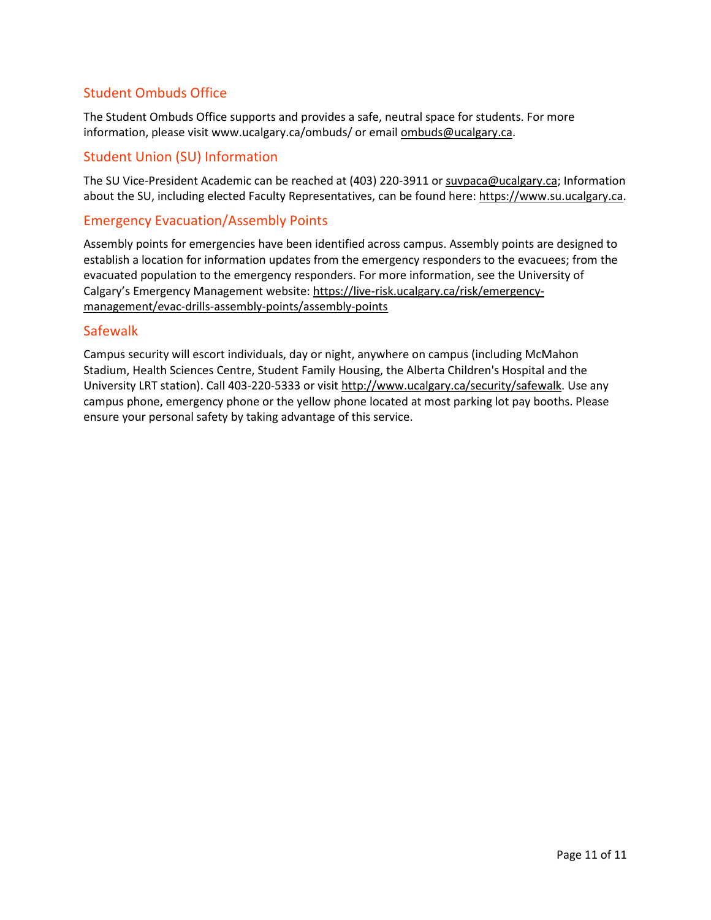## Student Ombuds Office

The Student Ombuds Office supports and provides a safe, neutral space for students. For more information, please visit www.ucalgary.ca/ombuds/ or email ombuds@ucalgary.ca.

## Student Union (SU) Information

The SU Vice-President Academic can be reached at (403) 220-3911 or suvpaca@ucalgary.ca; Information about the SU, including elected Faculty Representatives, can be found here: https://www.su.ucalgary.ca.

## Emergency Evacuation/Assembly Points

Assembly points for emergencies have been identified across campus. Assembly points are designed to establish a location for information updates from the emergency responders to the evacuees; from the evacuated population to the emergency responders. For more information, see the University of Calgary's Emergency Management website: https://live-risk.ucalgary.ca/risk/emergency-management/evac-drills-assembly-points/assembly-points

## Safewalk

Campus security will escort individuals, day or night, anywhere on campus (including McMahon Stadium, Health Sciences Centre, Student Family Housing, the Alberta Children's Hospital and the University LRT station). Call 403-220-5333 or visit http://www.ucalgary.ca/security/safewalk. Use any campus phone, emergency phone or the yellow phone located at most parking lot pay booths. Please ensure your personal safety by taking advantage of this service.